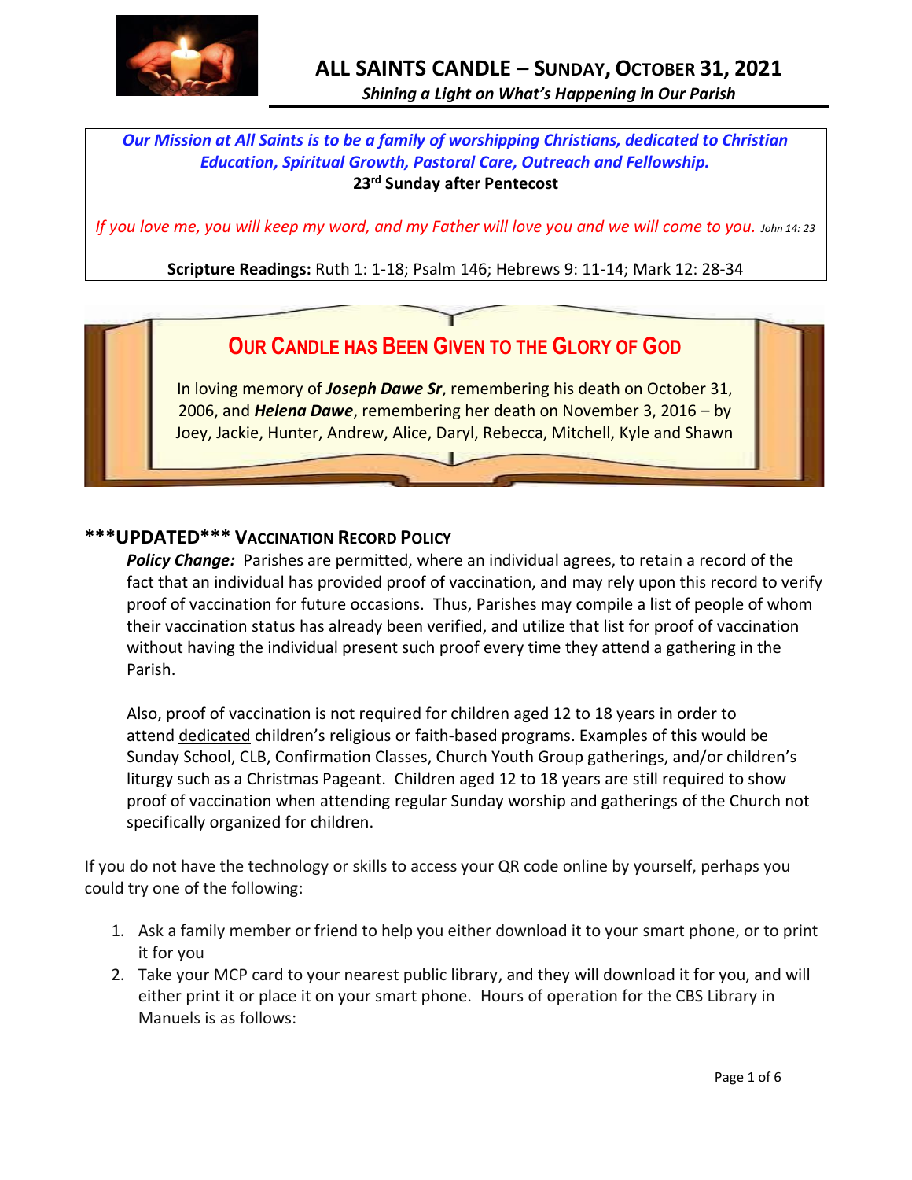# ALL SAINTS CANDLE – SUNDAY, OCTOBER 31, 2021

***Shining a Light on What's Happening in Our Parish***

*Our Mission at All Saints is to be a family of worshipping Christians, dedicated to Christian Education, Spiritual Growth, Pastoral Care, Outreach and Fellowship.*

**23rd Sunday after Pentecost**

*If you love me, you will keep my word, and my Father will love you and we will come to you. John 14: 23*

**Scripture Readings:** Ruth 1: 1-18; Psalm 146; Hebrews 9: 11-14; Mark 12: 28-34

## OUR CANDLE HAS BEEN GIVEN TO THE GLORY OF GOD

In loving memory of ***Joseph Dawe Sr***, remembering his death on October 31, 2006, and ***Helena Dawe***, remembering her death on November 3, 2016 – by Joey, Jackie, Hunter, Andrew, Alice, Daryl, Rebecca, Mitchell, Kyle and Shawn

## \*\*\*UPDATED\*\*\* VACCINATION RECORD POLICY

***Policy Change:*** Parishes are permitted, where an individual agrees, to retain a record of the fact that an individual has provided proof of vaccination, and may rely upon this record to verify proof of vaccination for future occasions. Thus, Parishes may compile a list of people of whom their vaccination status has already been verified, and utilize that list for proof of vaccination without having the individual present such proof every time they attend a gathering in the Parish.

Also, proof of vaccination is not required for children aged 12 to 18 years in order to attend <u>dedicated</u> children's religious or faith-based programs. Examples of this would be Sunday School, CLB, Confirmation Classes, Church Youth Group gatherings, and/or children's liturgy such as a Christmas Pageant. Children aged 12 to 18 years are still required to show proof of vaccination when attending <u>regular</u> Sunday worship and gatherings of the Church not specifically organized for children.

If you do not have the technology or skills to access your QR code online by yourself, perhaps you could try one of the following:

1. Ask a family member or friend to help you either download it to your smart phone, or to print it for you
2. Take your MCP card to your nearest public library, and they will download it for you, and will either print it or place it on your smart phone. Hours of operation for the CBS Library in Manuels is as follows: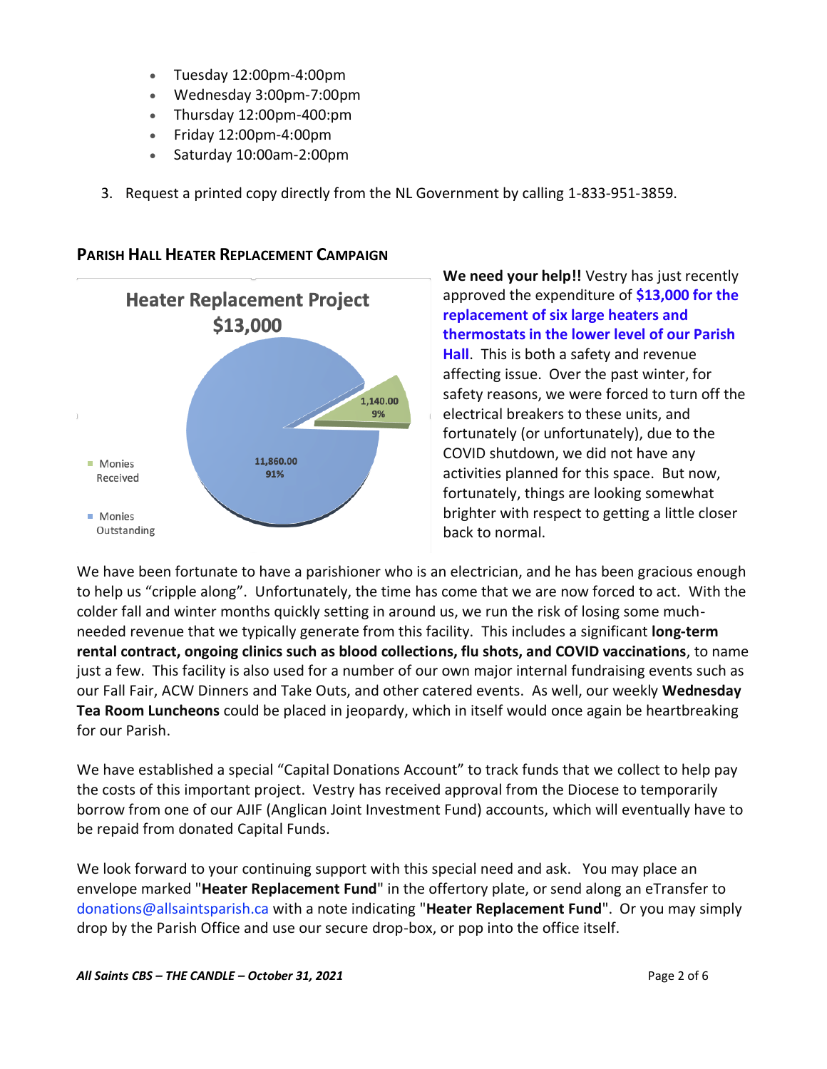- Tuesday 12:00pm-4:00pm
- Wednesday 3:00pm-7:00pm
- Thursday 12:00pm-400:pm
- Friday 12:00pm-4:00pm
- Saturday 10:00am-2:00pm

3. Request a printed copy directly from the NL Government by calling 1-833-951-3859.

## Parish Hall Heater Replacement Campaign

**Heater Replacement Project $13,000**

- Monies Received: 1,140.00 (9%)
- Monies Outstanding: 11,860.00 (91%)

**We need your help!!** Vestry has just recently approved the expenditure of **$13,000 for the replacement of six large heaters and thermostats in the lower level of our Parish Hall**. This is both a safety and revenue affecting issue. Over the past winter, for safety reasons, we were forced to turn off the electrical breakers to these units, and fortunately (or unfortunately), due to the COVID shutdown, we did not have any activities planned for this space. But now, fortunately, things are looking somewhat brighter with respect to getting a little closer back to normal.

We have been fortunate to have a parishioner who is an electrician, and he has been gracious enough to help us "cripple along". Unfortunately, the time has come that we are now forced to act. With the colder fall and winter months quickly setting in around us, we run the risk of losing some much-needed revenue that we typically generate from this facility. This includes a significant **long-term rental contract, ongoing clinics such as blood collections, flu shots, and COVID vaccinations**, to name just a few. This facility is also used for a number of our own major internal fundraising events such as our Fall Fair, ACW Dinners and Take Outs, and other catered events. As well, our weekly **Wednesday Tea Room Luncheons** could be placed in jeopardy, which in itself would once again be heartbreaking for our Parish.

We have established a special "Capital Donations Account" to track funds that we collect to help pay the costs of this important project. Vestry has received approval from the Diocese to temporarily borrow from one of our AJIF (Anglican Joint Investment Fund) accounts, which will eventually have to be repaid from donated Capital Funds.

We look forward to your continuing support with this special need and ask. You may place an envelope marked "**Heater Replacement Fund**" in the offertory plate, or send along an eTransfer to donations@allsaintsparish.ca with a note indicating "**Heater Replacement Fund**". Or you may simply drop by the Parish Office and use our secure drop-box, or pop into the office itself.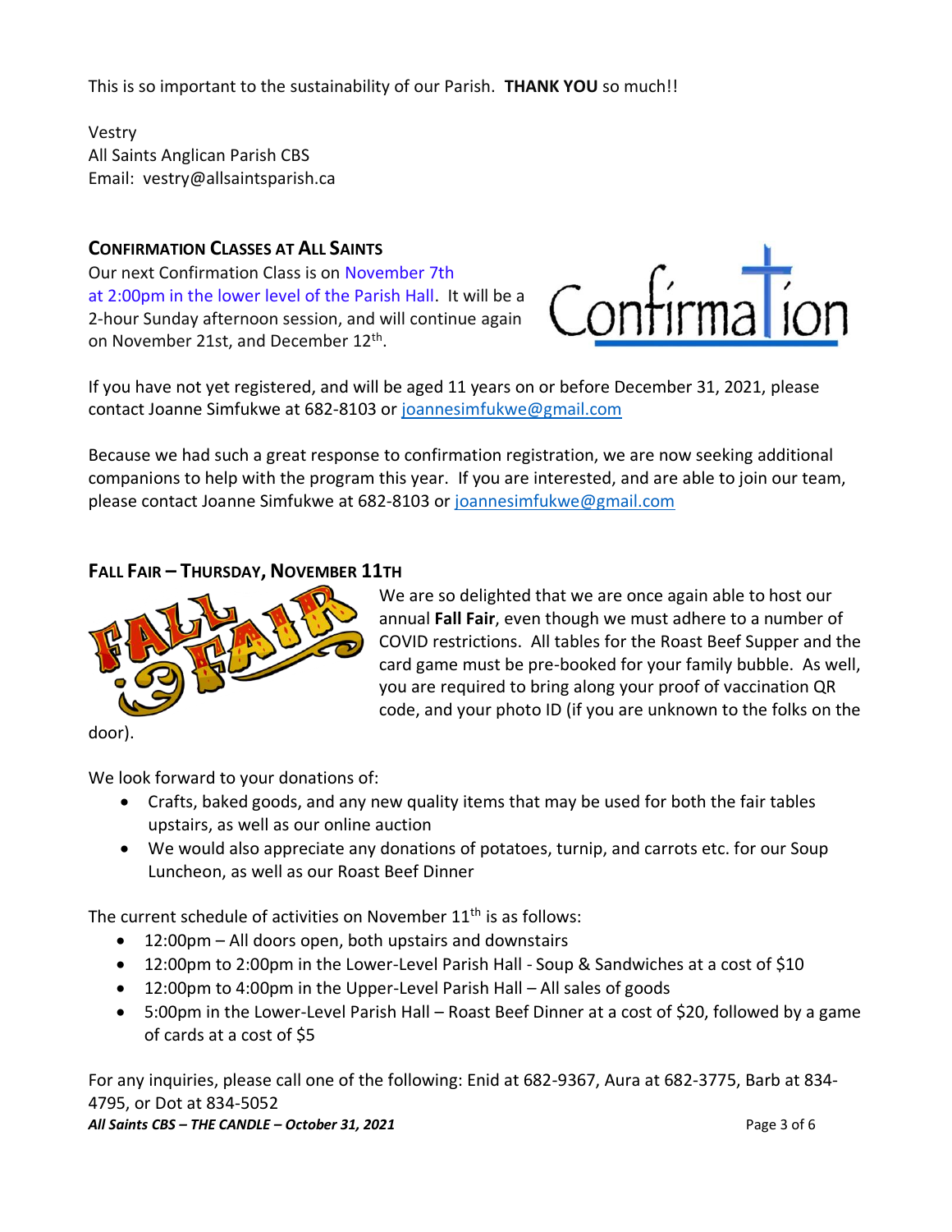This is so important to the sustainability of our Parish. **THANK YOU** so much!!

Vestry
All Saints Anglican Parish CBS
Email: vestry@allsaintsparish.ca

## CONFIRMATION CLASSES AT ALL SAINTS

Our next Confirmation Class is on November 7th at 2:00pm in the lower level of the Parish Hall. It will be a 2-hour Sunday afternoon session, and will continue again on November 21st, and December 12th.

If you have not yet registered, and will be aged 11 years on or before December 31, 2021, please contact Joanne Simfukwe at 682-8103 or joannesimfukwe@gmail.com

Because we had such a great response to confirmation registration, we are now seeking additional companions to help with the program this year. If you are interested, and are able to join our team, please contact Joanne Simfukwe at 682-8103 or joannesimfukwe@gmail.com

## FALL FAIR – THURSDAY, NOVEMBER 11TH

We are so delighted that we are once again able to host our annual **Fall Fair**, even though we must adhere to a number of COVID restrictions. All tables for the Roast Beef Supper and the card game must be pre-booked for your family bubble. As well, you are required to bring along your proof of vaccination QR code, and your photo ID (if you are unknown to the folks on the door).

We look forward to your donations of:

- Crafts, baked goods, and any new quality items that may be used for both the fair tables upstairs, as well as our online auction
- We would also appreciate any donations of potatoes, turnip, and carrots etc. for our Soup Luncheon, as well as our Roast Beef Dinner

The current schedule of activities on November 11th is as follows:

- 12:00pm – All doors open, both upstairs and downstairs
- 12:00pm to 2:00pm in the Lower-Level Parish Hall - Soup & Sandwiches at a cost of $10
- 12:00pm to 4:00pm in the Upper-Level Parish Hall – All sales of goods
- 5:00pm in the Lower-Level Parish Hall – Roast Beef Dinner at a cost of $20, followed by a game of cards at a cost of $5

For any inquiries, please call one of the following: Enid at 682-9367, Aura at 682-3775, Barb at 834-4795, or Dot at 834-5052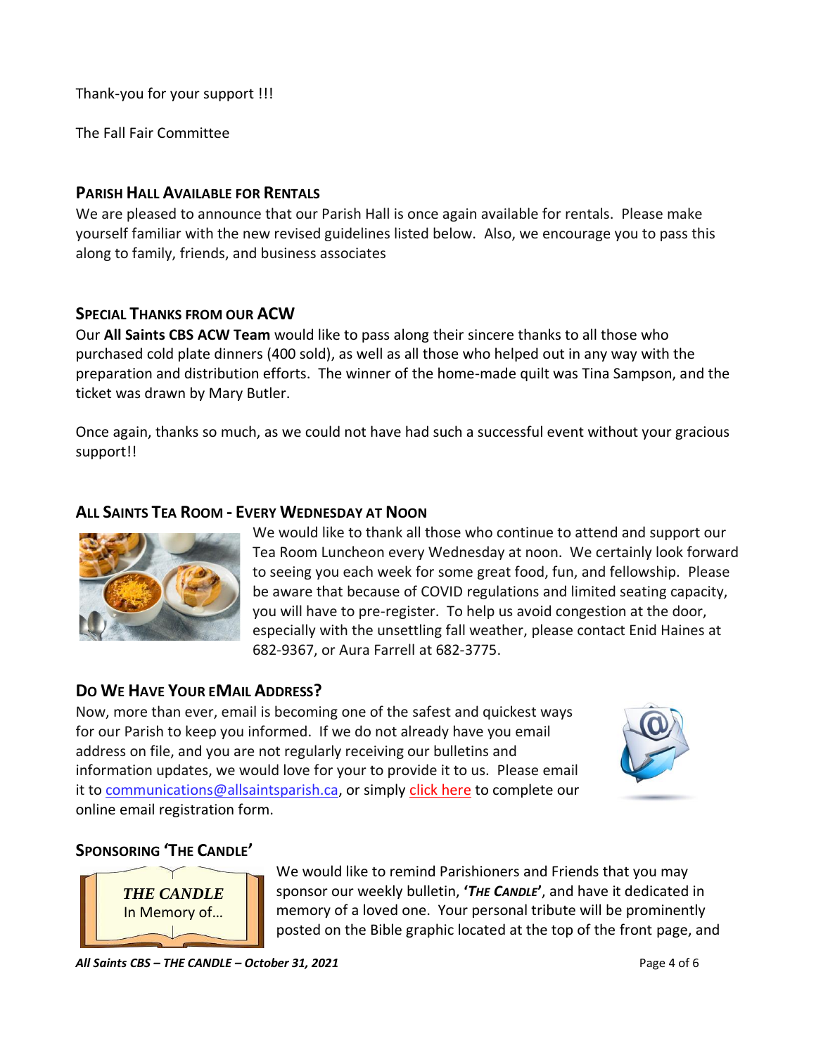Thank-you for your support !!!

The Fall Fair Committee

## PARISH HALL AVAILABLE FOR RENTALS

We are pleased to announce that our Parish Hall is once again available for rentals. Please make yourself familiar with the new revised guidelines listed below. Also, we encourage you to pass this along to family, friends, and business associates

## SPECIAL THANKS FROM OUR ACW

Our **All Saints CBS ACW Team** would like to pass along their sincere thanks to all those who purchased cold plate dinners (400 sold), as well as all those who helped out in any way with the preparation and distribution efforts. The winner of the home-made quilt was Tina Sampson, and the ticket was drawn by Mary Butler.

Once again, thanks so much, as we could not have had such a successful event without your gracious support!!

## ALL SAINTS TEA ROOM - EVERY WEDNESDAY AT NOON

We would like to thank all those who continue to attend and support our Tea Room Luncheon every Wednesday at noon. We certainly look forward to seeing you each week for some great food, fun, and fellowship. Please be aware that because of COVID regulations and limited seating capacity, you will have to pre-register. To help us avoid congestion at the door, especially with the unsettling fall weather, please contact Enid Haines at 682-9367, or Aura Farrell at 682-3775.

## DO WE HAVE YOUR EMAIL ADDRESS?

Now, more than ever, email is becoming one of the safest and quickest ways for our Parish to keep you informed. If we do not already have you email address on file, and you are not regularly receiving our bulletins and information updates, we would love for your to provide it to us. Please email it to communications@allsaintsparish.ca, or simply click here to complete our online email registration form.

## SPONSORING 'THE CANDLE'

*THE CANDLE*
In Memory of…

We would like to remind Parishioners and Friends that you may sponsor our weekly bulletin, **'*THE CANDLE*'**, and have it dedicated in memory of a loved one. Your personal tribute will be prominently posted on the Bible graphic located at the top of the front page, and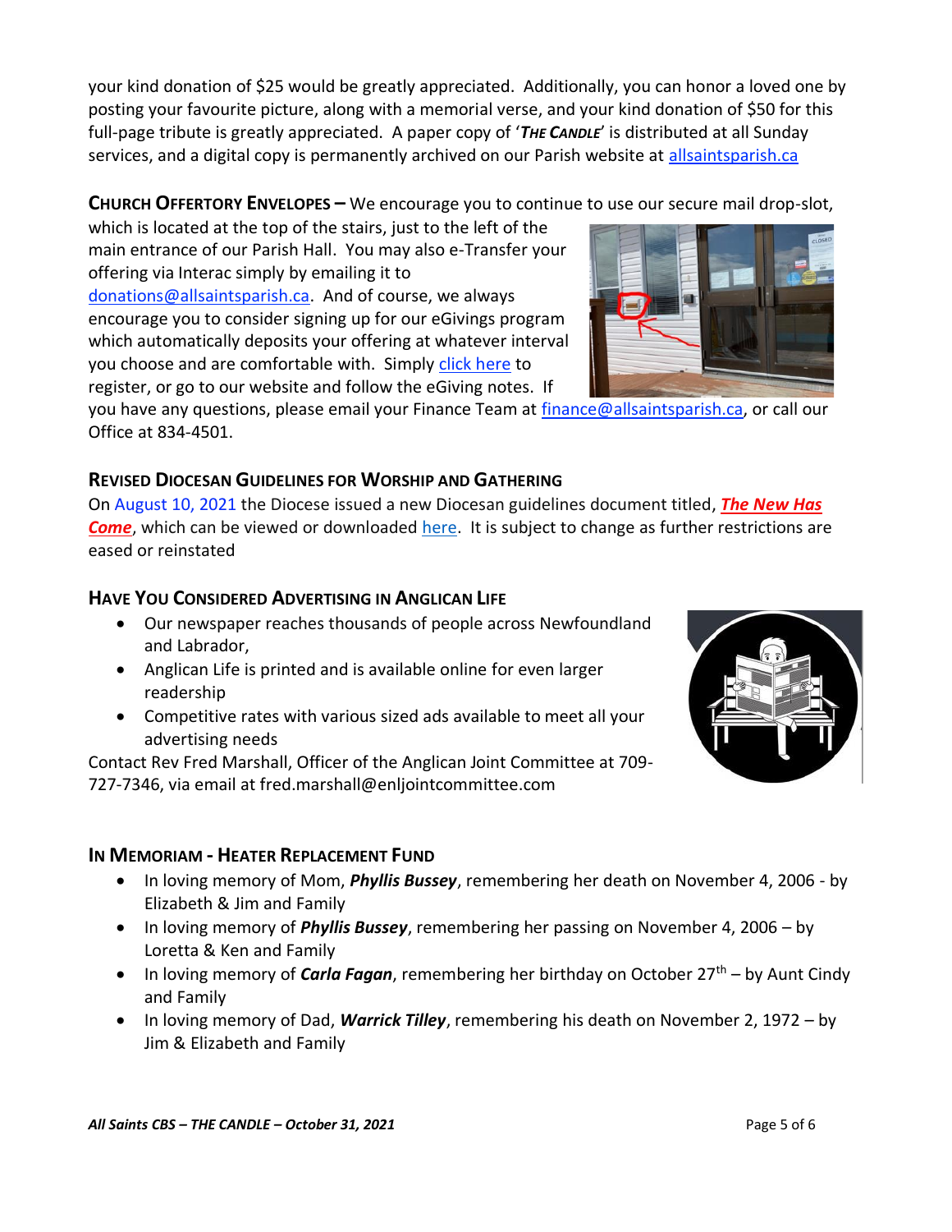your kind donation of $25 would be greatly appreciated. Additionally, you can honor a loved one by posting your favourite picture, along with a memorial verse, and your kind donation of $50 for this full-page tribute is greatly appreciated. A paper copy of '***The Candle***' is distributed at all Sunday services, and a digital copy is permanently archived on our Parish website at [allsaintsparish.ca](allsaintsparish.ca)

**CHURCH OFFERTORY ENVELOPES –** We encourage you to continue to use our secure mail drop-slot, which is located at the top of the stairs, just to the left of the main entrance of our Parish Hall. You may also e-Transfer your offering via Interac simply by emailing it to [donations@allsaintsparish.ca](mailto:donations@allsaintsparish.ca). And of course, we always encourage you to consider signing up for our eGivings program which automatically deposits your offering at whatever interval you choose and are comfortable with. Simply click here to register, or go to our website and follow the eGiving notes. If you have any questions, please email your Finance Team at [finance@allsaintsparish.ca](mailto:finance@allsaintsparish.ca), or call our Office at 834-4501.

### REVISED DIOCESAN GUIDELINES FOR WORSHIP AND GATHERING

On August 10, 2021 the Diocese issued a new Diocesan guidelines document titled, ***The New Has Come***, which can be viewed or downloaded here. It is subject to change as further restrictions are eased or reinstated

### HAVE YOU CONSIDERED ADVERTISING IN ANGLICAN LIFE

- Our newspaper reaches thousands of people across Newfoundland and Labrador,
- Anglican Life is printed and is available online for even larger readership
- Competitive rates with various sized ads available to meet all your advertising needs

Contact Rev Fred Marshall, Officer of the Anglican Joint Committee at 709-727-7346, via email at fred.marshall@enljointcommittee.com

### IN MEMORIAM - HEATER REPLACEMENT FUND

- In loving memory of Mom, ***Phyllis Bussey***, remembering her death on November 4, 2006 - by Elizabeth & Jim and Family
- In loving memory of ***Phyllis Bussey***, remembering her passing on November 4, 2006 – by Loretta & Ken and Family
- In loving memory of ***Carla Fagan***, remembering her birthday on October 27th – by Aunt Cindy and Family
- In loving memory of Dad, ***Warrick Tilley***, remembering his death on November 2, 1972 – by Jim & Elizabeth and Family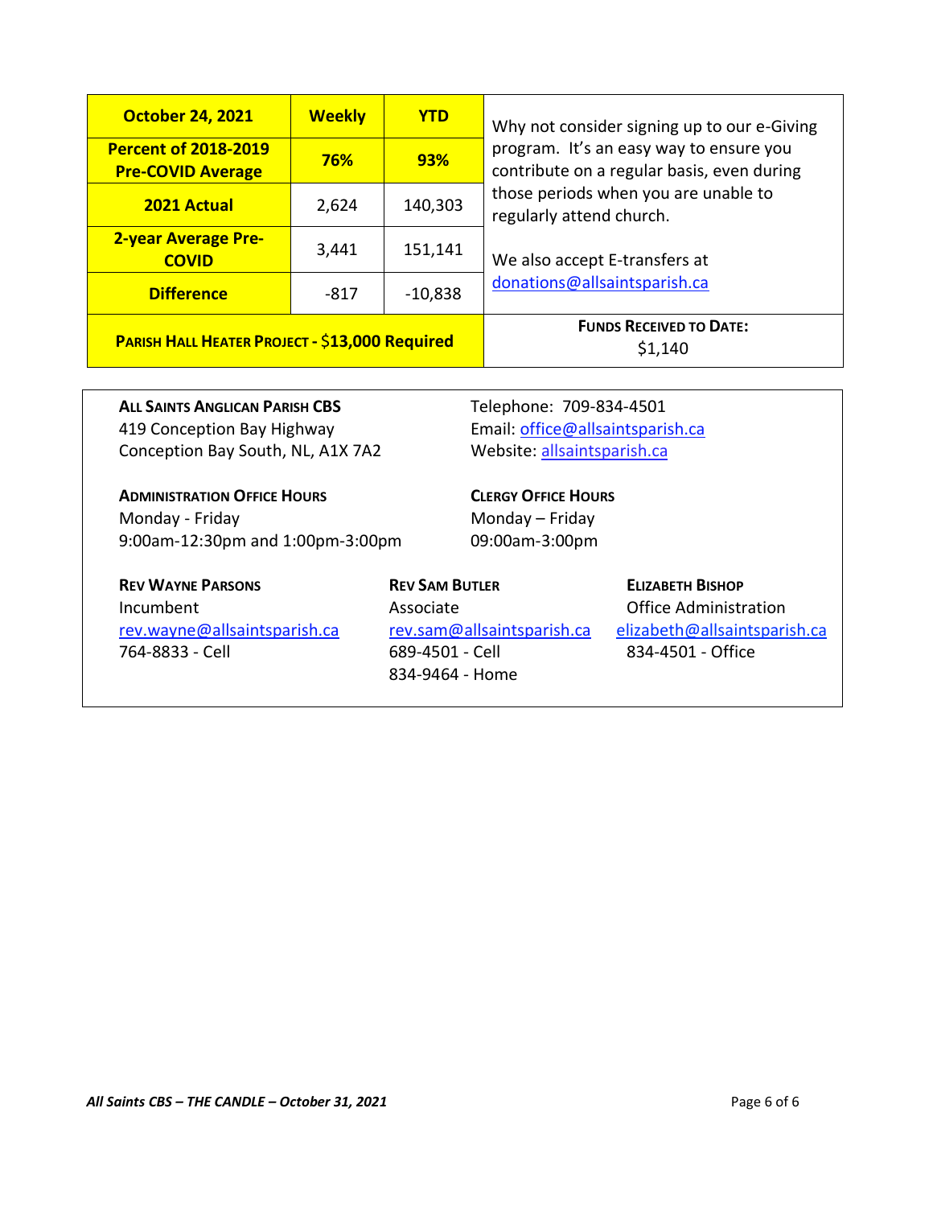| October 24, 2021 | Weekly | YTD |
|---|---|---|
| Percent of 2018-2019 Pre-COVID Average | 76% | 93% |
| 2021 Actual | 2,624 | 140,303 |
| 2-year Average Pre-COVID | 3,441 | 151,141 |
| Difference | -817 | -10,838 |

Why not consider signing up to our e-Giving program. It's an easy way to ensure you contribute on a regular basis, even during those periods when you are unable to regularly attend church.

We also accept E-transfers at donations@allsaintsparish.ca

**PARISH HALL HEATER PROJECT - $13,000 Required**

**FUNDS RECEIVED TO DATE:** $1,140

**ALL SAINTS ANGLICAN PARISH CBS**
419 Conception Bay Highway
Conception Bay South, NL, A1X 7A2

Telephone: 709-834-4501
Email: office@allsaintsparish.ca
Website: allsaintsparish.ca

**ADMINISTRATION OFFICE HOURS**
Monday - Friday
9:00am-12:30pm and 1:00pm-3:00pm

**CLERGY OFFICE HOURS**
Monday – Friday
09:00am-3:00pm

**REV WAYNE PARSONS**
Incumbent
rev.wayne@allsaintsparish.ca
764-8833 - Cell

**REV SAM BUTLER**
Associate
rev.sam@allsaintsparish.ca
689-4501 - Cell
834-9464 - Home

**ELIZABETH BISHOP**
Office Administration
elizabeth@allsaintsparish.ca
834-4501 - Office